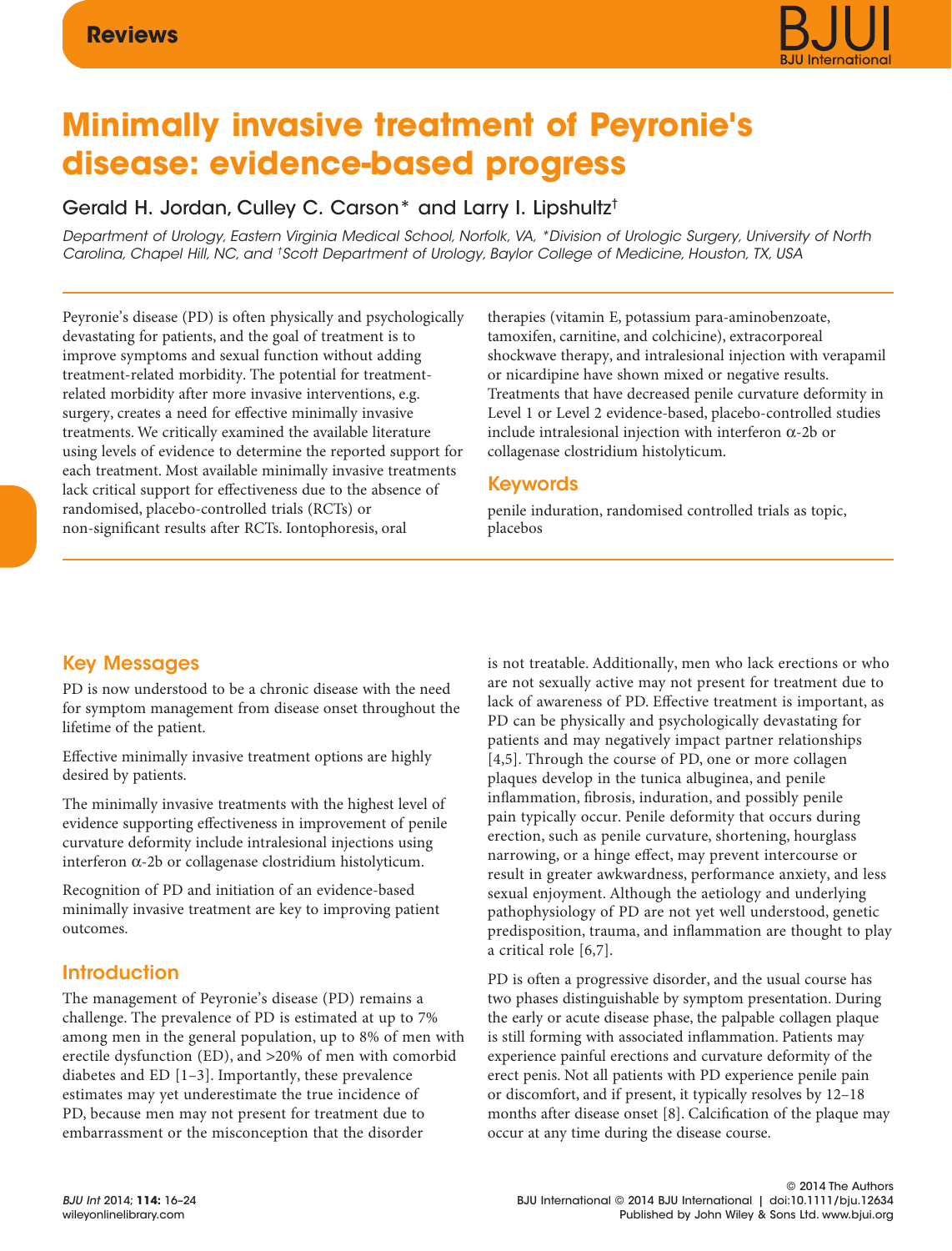Reviews

# Minimally invasive treatment of Peyronie's disease: evidence-based progress

Gerald H. Jordan, Culley C. Carson* and Larry I. Lipshultz†

*Department of Urology, Eastern Virginia Medical School, Norfolk, VA, \*Division of Urologic Surgery, University of North Carolina, Chapel Hill, NC, and †Scott Department of Urology, Baylor College of Medicine, Houston, TX, USA*

Peyronie's disease (PD) is often physically and psychologically devastating for patients, and the goal of treatment is to improve symptoms and sexual function without adding treatment-related morbidity. The potential for treatment-related morbidity after more invasive interventions, e.g. surgery, creates a need for effective minimally invasive treatments. We critically examined the available literature using levels of evidence to determine the reported support for each treatment. Most available minimally invasive treatments lack critical support for effectiveness due to the absence of randomised, placebo-controlled trials (RCTs) or non-significant results after RCTs. Iontophoresis, oral therapies (vitamin E, potassium para-aminobenzoate, tamoxifen, carnitine, and colchicine), extracorporeal shockwave therapy, and intralesional injection with verapamil or nicardipine have shown mixed or negative results. Treatments that have decreased penile curvature deformity in Level 1 or Level 2 evidence-based, placebo-controlled studies include intralesional injection with interferon α-2b or collagenase clostridium histolyticum.

## Keywords

penile induration, randomised controlled trials as topic, placebos

## Key Messages

PD is now understood to be a chronic disease with the need for symptom management from disease onset throughout the lifetime of the patient.

Effective minimally invasive treatment options are highly desired by patients.

The minimally invasive treatments with the highest level of evidence supporting effectiveness in improvement of penile curvature deformity include intralesional injections using interferon α-2b or collagenase clostridium histolyticum.

Recognition of PD and initiation of an evidence-based minimally invasive treatment are key to improving patient outcomes.

## Introduction

The management of Peyronie's disease (PD) remains a challenge. The prevalence of PD is estimated at up to 7% among men in the general population, up to 8% of men with erectile dysfunction (ED), and >20% of men with comorbid diabetes and ED [1–3]. Importantly, these prevalence estimates may yet underestimate the true incidence of PD, because men may not present for treatment due to embarrassment or the misconception that the disorder is not treatable. Additionally, men who lack erections or who are not sexually active may not present for treatment due to lack of awareness of PD. Effective treatment is important, as PD can be physically and psychologically devastating for patients and may negatively impact partner relationships [4,5]. Through the course of PD, one or more collagen plaques develop in the tunica albuginea, and penile inflammation, fibrosis, induration, and possibly penile pain typically occur. Penile deformity that occurs during erection, such as penile curvature, shortening, hourglass narrowing, or a hinge effect, may prevent intercourse or result in greater awkwardness, performance anxiety, and less sexual enjoyment. Although the aetiology and underlying pathophysiology of PD are not yet well understood, genetic predisposition, trauma, and inflammation are thought to play a critical role [6,7].

PD is often a progressive disorder, and the usual course has two phases distinguishable by symptom presentation. During the early or acute disease phase, the palpable collagen plaque is still forming with associated inflammation. Patients may experience painful erections and curvature deformity of the erect penis. Not all patients with PD experience penile pain or discomfort, and if present, it typically resolves by 12–18 months after disease onset [8]. Calcification of the plaque may occur at any time during the disease course.

© 2014 The Authors
BJU International © 2014 BJU International | doi:10.1111/bju.12634
Published by John Wiley & Sons Ltd. www.bjui.org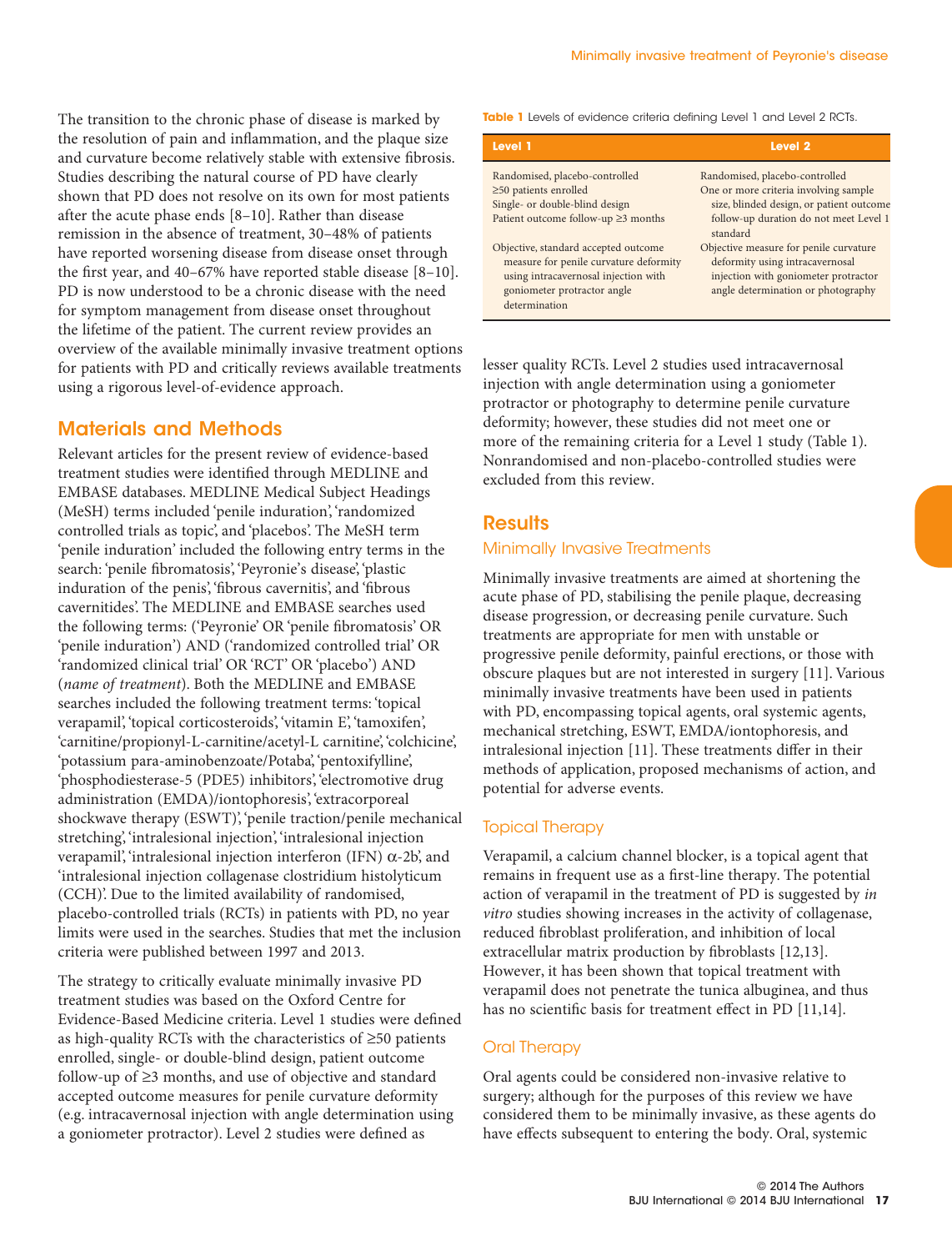The transition to the chronic phase of disease is marked by the resolution of pain and inflammation, and the plaque size and curvature become relatively stable with extensive fibrosis. Studies describing the natural course of PD have clearly shown that PD does not resolve on its own for most patients after the acute phase ends [8–10]. Rather than disease remission in the absence of treatment, 30–48% of patients have reported worsening disease from disease onset through the first year, and 40–67% have reported stable disease [8–10]. PD is now understood to be a chronic disease with the need for symptom management from disease onset throughout the lifetime of the patient. The current review provides an overview of the available minimally invasive treatment options for patients with PD and critically reviews available treatments using a rigorous level-of-evidence approach.

## Materials and Methods

Relevant articles for the present review of evidence-based treatment studies were identified through MEDLINE and EMBASE databases. MEDLINE Medical Subject Headings (MeSH) terms included 'penile induration', 'randomized controlled trials as topic', and 'placebos'. The MeSH term 'penile induration' included the following entry terms in the search: 'penile fibromatosis', 'Peyronie's disease', 'plastic induration of the penis', 'fibrous cavernitis', and 'fibrous cavernitides'. The MEDLINE and EMBASE searches used the following terms: ('Peyronie' OR 'penile fibromatosis' OR 'penile induration') AND ('randomized controlled trial' OR 'randomized clinical trial' OR 'RCT' OR 'placebo') AND (*name of treatment*). Both the MEDLINE and EMBASE searches included the following treatment terms: 'topical verapamil', 'topical corticosteroids', 'vitamin E', 'tamoxifen', 'carnitine/propionyl-L-carnitine/acetyl-L carnitine', 'colchicine', 'potassium para-aminobenzoate/Potaba', 'pentoxifylline', 'phosphodiesterase-5 (PDE5) inhibitors', 'electromotive drug administration (EMDA)/iontophoresis', 'extracorporeal shockwave therapy (ESWT)', 'penile traction/penile mechanical stretching', 'intralesional injection', 'intralesional injection verapamil', 'intralesional injection interferon (IFN) $\alpha$-2b', and 'intralesional injection collagenase clostridium histolyticum (CCH)'. Due to the limited availability of randomised, placebo-controlled trials (RCTs) in patients with PD, no year limits were used in the searches. Studies that met the inclusion criteria were published between 1997 and 2013.

The strategy to critically evaluate minimally invasive PD treatment studies was based on the Oxford Centre for Evidence-Based Medicine criteria. Level 1 studies were defined as high-quality RCTs with the characteristics of ≥50 patients enrolled, single- or double-blind design, patient outcome follow-up of ≥3 months, and use of objective and standard accepted outcome measures for penile curvature deformity (e.g. intracavernosal injection with angle determination using a goniometer protractor). Level 2 studies were defined as lesser quality RCTs. Level 2 studies used intracavernosal injection with angle determination using a goniometer protractor or photography to determine penile curvature deformity; however, these studies did not meet one or more of the remaining criteria for a Level 1 study (Table 1). Nonrandomised and non-placebo-controlled studies were excluded from this review.

**Table 1** Levels of evidence criteria defining Level 1 and Level 2 RCTs.

| Level 1 | Level 2 |
|---|---|
| Randomised, placebo-controlled<br>≥50 patients enrolled<br>Single- or double-blind design<br>Patient outcome follow-up ≥3 months | Randomised, placebo-controlled<br>One or more criteria involving sample size, blinded design, or patient outcome follow-up duration do not meet Level 1 standard |
| Objective, standard accepted outcome measure for penile curvature deformity using intracavernosal injection with goniometer protractor angle determination | Objective measure for penile curvature deformity using intracavernosal injection with goniometer protractor angle determination or photography |

## Results

### Minimally Invasive Treatments

Minimally invasive treatments are aimed at shortening the acute phase of PD, stabilising the penile plaque, decreasing disease progression, or decreasing penile curvature. Such treatments are appropriate for men with unstable or progressive penile deformity, painful erections, or those with obscure plaques but are not interested in surgery [11]. Various minimally invasive treatments have been used in patients with PD, encompassing topical agents, oral systemic agents, mechanical stretching, ESWT, EMDA/iontophoresis, and intralesional injection [11]. These treatments differ in their methods of application, proposed mechanisms of action, and potential for adverse events.

### Topical Therapy

Verapamil, a calcium channel blocker, is a topical agent that remains in frequent use as a first-line therapy. The potential action of verapamil in the treatment of PD is suggested by *in vitro* studies showing increases in the activity of collagenase, reduced fibroblast proliferation, and inhibition of local extracellular matrix production by fibroblasts [12,13]. However, it has been shown that topical treatment with verapamil does not penetrate the tunica albuginea, and thus has no scientific basis for treatment effect in PD [11,14].

### Oral Therapy

Oral agents could be considered non-invasive relative to surgery; although for the purposes of this review we have considered them to be minimally invasive, as these agents do have effects subsequent to entering the body. Oral, systemic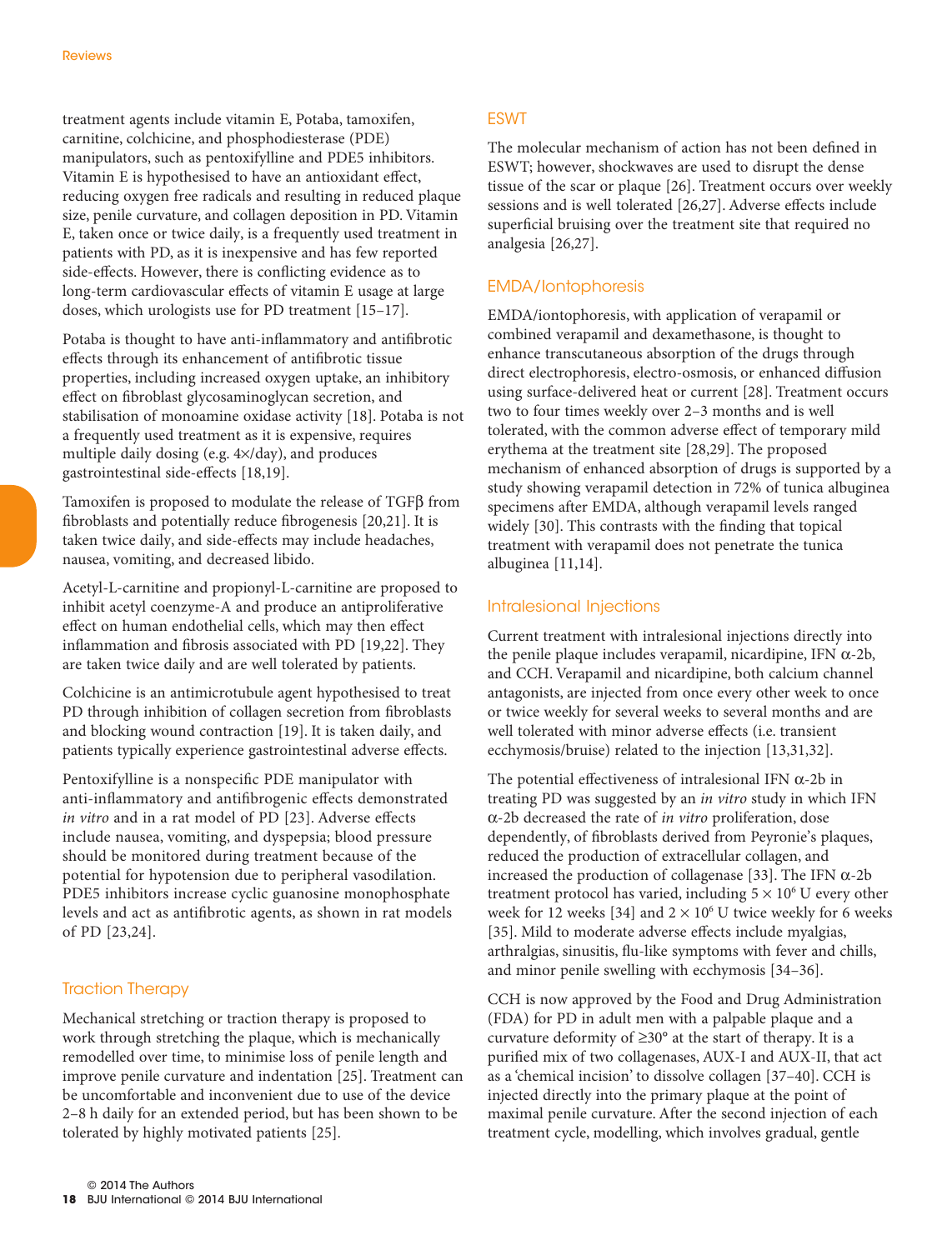treatment agents include vitamin E, Potaba, tamoxifen, carnitine, colchicine, and phosphodiesterase (PDE) manipulators, such as pentoxifylline and PDE5 inhibitors. Vitamin E is hypothesised to have an antioxidant effect, reducing oxygen free radicals and resulting in reduced plaque size, penile curvature, and collagen deposition in PD. Vitamin E, taken once or twice daily, is a frequently used treatment in patients with PD, as it is inexpensive and has few reported side-effects. However, there is conflicting evidence as to long-term cardiovascular effects of vitamin E usage at large doses, which urologists use for PD treatment [15–17].

Potaba is thought to have anti-inflammatory and antifibrotic effects through its enhancement of antifibrotic tissue properties, including increased oxygen uptake, an inhibitory effect on fibroblast glycosaminoglycan secretion, and stabilisation of monoamine oxidase activity [18]. Potaba is not a frequently used treatment as it is expensive, requires multiple daily dosing (e.g. 4×/day), and produces gastrointestinal side-effects [18,19].

Tamoxifen is proposed to modulate the release of TGFβ from fibroblasts and potentially reduce fibrogenesis [20,21]. It is taken twice daily, and side-effects may include headaches, nausea, vomiting, and decreased libido.

Acetyl-L-carnitine and propionyl-L-carnitine are proposed to inhibit acetyl coenzyme-A and produce an antiproliferative effect on human endothelial cells, which may then effect inflammation and fibrosis associated with PD [19,22]. They are taken twice daily and are well tolerated by patients.

Colchicine is an antimicrotubule agent hypothesised to treat PD through inhibition of collagen secretion from fibroblasts and blocking wound contraction [19]. It is taken daily, and patients typically experience gastrointestinal adverse effects.

Pentoxifylline is a nonspecific PDE manipulator with anti-inflammatory and antifibrogenic effects demonstrated *in vitro* and in a rat model of PD [23]. Adverse effects include nausea, vomiting, and dyspepsia; blood pressure should be monitored during treatment because of the potential for hypotension due to peripheral vasodilation. PDE5 inhibitors increase cyclic guanosine monophosphate levels and act as antifibrotic agents, as shown in rat models of PD [23,24].

## Traction Therapy

Mechanical stretching or traction therapy is proposed to work through stretching the plaque, which is mechanically remodelled over time, to minimise loss of penile length and improve penile curvature and indentation [25]. Treatment can be uncomfortable and inconvenient due to use of the device 2–8 h daily for an extended period, but has been shown to be tolerated by highly motivated patients [25].

## ESWT

The molecular mechanism of action has not been defined in ESWT; however, shockwaves are used to disrupt the dense tissue of the scar or plaque [26]. Treatment occurs over weekly sessions and is well tolerated [26,27]. Adverse effects include superficial bruising over the treatment site that required no analgesia [26,27].

## EMDA/Iontophoresis

EMDA/iontophoresis, with application of verapamil or combined verapamil and dexamethasone, is thought to enhance transcutaneous absorption of the drugs through direct electrophoresis, electro-osmosis, or enhanced diffusion using surface-delivered heat or current [28]. Treatment occurs two to four times weekly over 2–3 months and is well tolerated, with the common adverse effect of temporary mild erythema at the treatment site [28,29]. The proposed mechanism of enhanced absorption of drugs is supported by a study showing verapamil detection in 72% of tunica albuginea specimens after EMDA, although verapamil levels ranged widely [30]. This contrasts with the finding that topical treatment with verapamil does not penetrate the tunica albuginea [11,14].

## Intralesional Injections

Current treatment with intralesional injections directly into the penile plaque includes verapamil, nicardipine, IFN α-2b, and CCH. Verapamil and nicardipine, both calcium channel antagonists, are injected from once every other week to once or twice weekly for several weeks to several months and are well tolerated with minor adverse effects (i.e. transient ecchymosis/bruise) related to the injection [13,31,32].

The potential effectiveness of intralesional IFN α-2b in treating PD was suggested by an *in vitro* study in which IFN α-2b decreased the rate of *in vitro* proliferation, dose dependently, of fibroblasts derived from Peyronie's plaques, reduced the production of extracellular collagen, and increased the production of collagenase [33]. The IFN α-2b treatment protocol has varied, including $5 \times 10^6$ U every other week for 12 weeks [34] and $2 \times 10^6$ U twice weekly for 6 weeks [35]. Mild to moderate adverse effects include myalgias, arthralgias, sinusitis, flu-like symptoms with fever and chills, and minor penile swelling with ecchymosis [34–36].

CCH is now approved by the Food and Drug Administration (FDA) for PD in adult men with a palpable plaque and a curvature deformity of ≥30° at the start of therapy. It is a purified mix of two collagenases, AUX-I and AUX-II, that act as a 'chemical incision' to dissolve collagen [37–40]. CCH is injected directly into the primary plaque at the point of maximal penile curvature. After the second injection of each treatment cycle, modelling, which involves gradual, gentle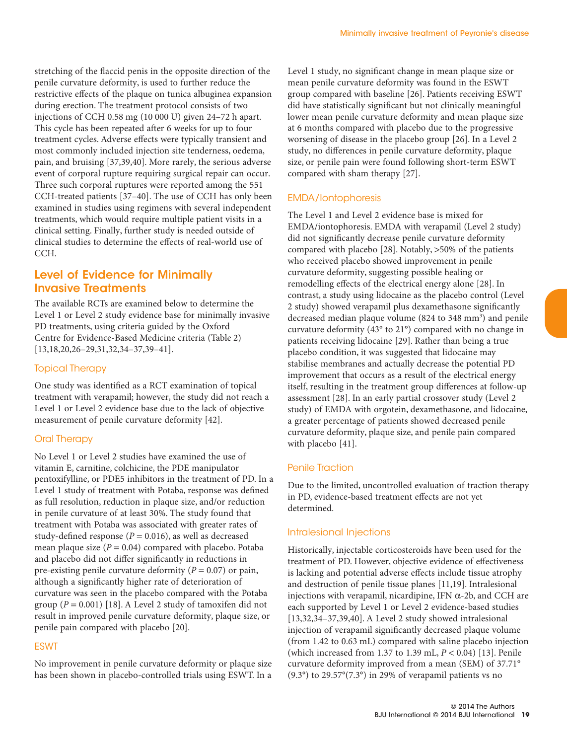stretching of the flaccid penis in the opposite direction of the penile curvature deformity, is used to further reduce the restrictive effects of the plaque on tunica albuginea expansion during erection. The treatment protocol consists of two injections of CCH 0.58 mg (10 000 U) given 24–72 h apart. This cycle has been repeated after 6 weeks for up to four treatment cycles. Adverse effects were typically transient and most commonly included injection site tenderness, oedema, pain, and bruising [37,39,40]. More rarely, the serious adverse event of corporal rupture requiring surgical repair can occur. Three such corporal ruptures were reported among the 551 CCH-treated patients [37–40]. The use of CCH has only been examined in studies using regimens with several independent treatments, which would require multiple patient visits in a clinical setting. Finally, further study is needed outside of clinical studies to determine the effects of real-world use of CCH.

## Level of Evidence for Minimally Invasive Treatments

The available RCTs are examined below to determine the Level 1 or Level 2 study evidence base for minimally invasive PD treatments, using criteria guided by the Oxford Centre for Evidence-Based Medicine criteria (Table 2) [13,18,20,26–29,31,32,34–37,39–41].

### Topical Therapy

One study was identified as a RCT examination of topical treatment with verapamil; however, the study did not reach a Level 1 or Level 2 evidence base due to the lack of objective measurement of penile curvature deformity [42].

### Oral Therapy

No Level 1 or Level 2 studies have examined the use of vitamin E, carnitine, colchicine, the PDE manipulator pentoxifylline, or PDE5 inhibitors in the treatment of PD. In a Level 1 study of treatment with Potaba, response was defined as full resolution, reduction in plaque size, and/or reduction in penile curvature of at least 30%. The study found that treatment with Potaba was associated with greater rates of study-defined response ($P = 0.016$), as well as decreased mean plaque size ($P = 0.04$) compared with placebo. Potaba and placebo did not differ significantly in reductions in pre-existing penile curvature deformity ($P = 0.07$) or pain, although a significantly higher rate of deterioration of curvature was seen in the placebo compared with the Potaba group ($P = 0.001$) [18]. A Level 2 study of tamoxifen did not result in improved penile curvature deformity, plaque size, or penile pain compared with placebo [20].

### ESWT

No improvement in penile curvature deformity or plaque size has been shown in placebo-controlled trials using ESWT. In a Level 1 study, no significant change in mean plaque size or mean penile curvature deformity was found in the ESWT group compared with baseline [26]. Patients receiving ESWT did have statistically significant but not clinically meaningful lower mean penile curvature deformity and mean plaque size at 6 months compared with placebo due to the progressive worsening of disease in the placebo group [26]. In a Level 2 study, no differences in penile curvature deformity, plaque size, or penile pain were found following short-term ESWT compared with sham therapy [27].

### EMDA/Iontophoresis

The Level 1 and Level 2 evidence base is mixed for EMDA/iontophoresis. EMDA with verapamil (Level 2 study) did not significantly decrease penile curvature deformity compared with placebo [28]. Notably, >50% of the patients who received placebo showed improvement in penile curvature deformity, suggesting possible healing or remodelling effects of the electrical energy alone [28]. In contrast, a study using lidocaine as the placebo control (Level 2 study) showed verapamil plus dexamethasone significantly decreased median plaque volume (824 to 348 $mm^3$) and penile curvature deformity (43° to 21°) compared with no change in patients receiving lidocaine [29]. Rather than being a true placebo condition, it was suggested that lidocaine may stabilise membranes and actually decrease the potential PD improvement that occurs as a result of the electrical energy itself, resulting in the treatment group differences at follow-up assessment [28]. In an early partial crossover study (Level 2 study) of EMDA with orgotein, dexamethasone, and lidocaine, a greater percentage of patients showed decreased penile curvature deformity, plaque size, and penile pain compared with placebo [41].

### Penile Traction

Due to the limited, uncontrolled evaluation of traction therapy in PD, evidence-based treatment effects are not yet determined.

### Intralesional Injections

Historically, injectable corticosteroids have been used for the treatment of PD. However, objective evidence of effectiveness is lacking and potential adverse effects include tissue atrophy and destruction of penile tissue planes [11,19]. Intralesional injections with verapamil, nicardipine, IFN α-2b, and CCH are each supported by Level 1 or Level 2 evidence-based studies [13,32,34–37,39,40]. A Level 2 study showed intralesional injection of verapamil significantly decreased plaque volume (from 1.42 to 0.63 mL) compared with saline placebo injection (which increased from 1.37 to 1.39 mL, $P < 0.04$) [13]. Penile curvature deformity improved from a mean (SEM) of 37.71° (9.3°) to 29.57°(7.3°) in 29% of verapamil patients vs no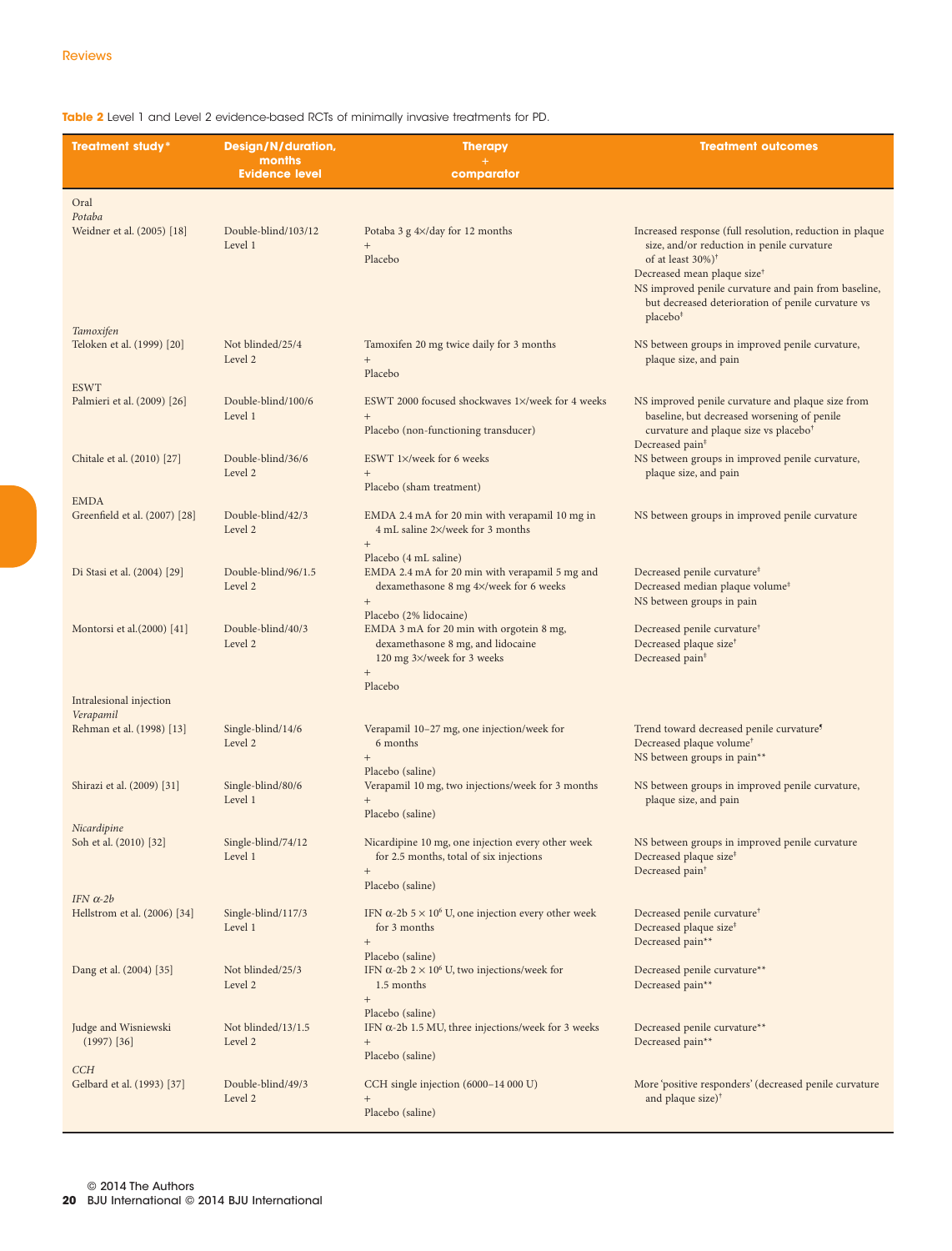**Table 2** Level 1 and Level 2 evidence-based RCTs of minimally invasive treatments for PD.

| Treatment study* | Design/N/duration, months Evidence level | Therapy + comparator | Treatment outcomes |
|---|---|---|---|
| Oral | | | |
| *Potaba* | | | |
| Weidner et al. (2005) [18] | Double-blind/103/12 Level 1 | Potaba 3 g 4×/day for 12 months + Placebo | Increased response (full resolution, reduction in plaque size, and/or reduction in penile curvature of at least 30%)† Decreased mean plaque size† NS improved penile curvature and pain from baseline, but decreased deterioration of penile curvature vs placebo† |
| *Tamoxifen* | | | |
| Teloken et al. (1999) [20] | Not blinded/25/4 Level 2 | Tamoxifen 20 mg twice daily for 3 months + Placebo | NS between groups in improved penile curvature, plaque size, and pain |
| ESWT | | | |
| Palmieri et al. (2009) [26] | Double-blind/100/6 Level 1 | ESWT 2000 focused shockwaves 1×/week for 4 weeks + Placebo (non-functioning transducer) | NS improved penile curvature and plaque size from baseline, but decreased worsening of penile curvature and plaque size vs placebo† Decreased pain‡ |
| Chitale et al. (2010) [27] | Double-blind/36/6 Level 2 | ESWT 1×/week for 6 weeks + Placebo (sham treatment) | NS between groups in improved penile curvature, plaque size, and pain |
| EMDA | | | |
| Greenfield et al. (2007) [28] | Double-blind/42/3 Level 2 | EMDA 2.4 mA for 20 min with verapamil 10 mg in 4 mL saline 2×/week for 3 months + Placebo (4 mL saline) | NS between groups in improved penile curvature |
| Di Stasi et al. (2004) [29] | Double-blind/96/1.5 Level 2 | EMDA 2.4 mA for 20 min with verapamil 5 mg and dexamethasone 8 mg 4×/week for 6 weeks + Placebo (2% lidocaine) | Decreased penile curvature‡ Decreased median plaque volume‡ NS between groups in pain |
| Montorsi et al.(2000) [41] | Double-blind/40/3 Level 2 | EMDA 3 mA for 20 min with orgotein 8 mg, dexamethasone 8 mg, and lidocaine 120 mg 3×/week for 3 weeks + Placebo | Decreased penile curvature† Decreased plaque size† Decreased pain‡ |
| Intralesional injection | | | |
| *Verapamil* | | | |
| Rehman et al. (1998) [13] | Single-blind/14/6 Level 2 | Verapamil 10–27 mg, one injection/week for 6 months + Placebo (saline) | Trend toward decreased penile curvature¶ Decreased plaque volume† NS between groups in pain** |
| Shirazi et al. (2009) [31] | Single-blind/80/6 Level 1 | Verapamil 10 mg, two injections/week for 3 months + Placebo (saline) | NS between groups in improved penile curvature, plaque size, and pain |
| *Nicardipine* | | | |
| Soh et al. (2010) [32] | Single-blind/74/12 Level 1 | Nicardipine 10 mg, one injection every other week for 2.5 months, total of six injections + Placebo (saline) | NS between groups in improved penile curvature Decreased plaque size‡ Decreased pain† |
| *IFN α-2b* | | | |
| Hellstrom et al. (2006) [34] | Single-blind/117/3 Level 1 | IFN α-2b $5 \times 10^6$ U, one injection every other week for 3 months + Placebo (saline) | Decreased penile curvature† Decreased plaque size‡ Decreased pain** |
| Dang et al. (2004) [35] | Not blinded/25/3 Level 2 | IFN α-2b $2 \times 10^6$ U, two injections/week for 1.5 months + Placebo (saline) | Decreased penile curvature** Decreased pain** |
| Judge and Wisniewski (1997) [36] | Not blinded/13/1.5 Level 2 | IFN α-2b 1.5 MU, three injections/week for 3 weeks + Placebo (saline) | Decreased penile curvature** Decreased pain** |
| *CCH* | | | |
| Gelbard et al. (1993) [37] | Double-blind/49/3 Level 2 | CCH single injection (6000–14 000 U) + Placebo (saline) | More 'positive responders' (decreased penile curvature and plaque size)† |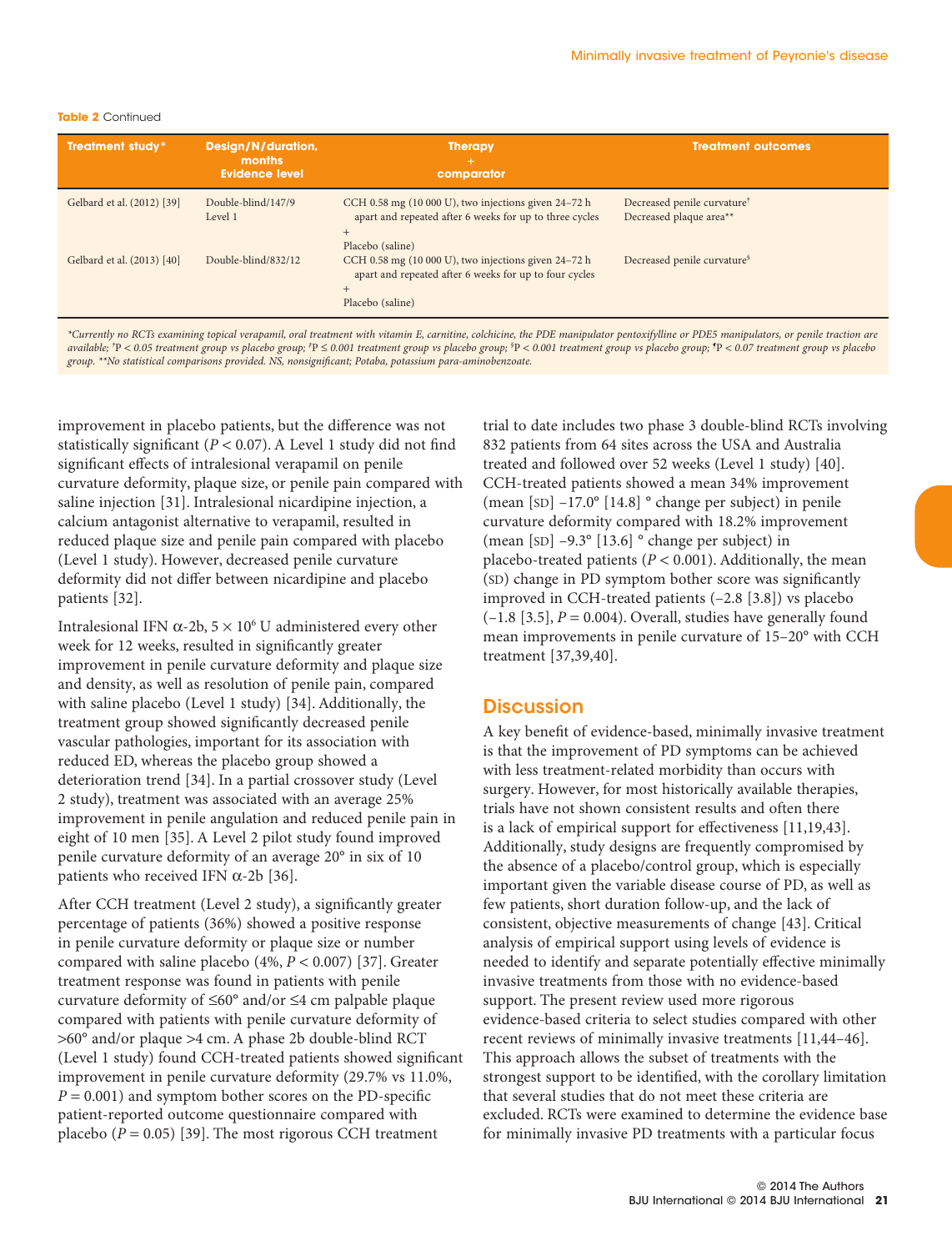**Table 2** Continued

| Treatment study* | Design/N/duration, months Evidence level | Therapy + comparator | Treatment outcomes |
|---|---|---|---|
| Gelbard et al. (2012) [39] | Double-blind/147/9 Level 1 | CCH 0.58 mg (10 000 U), two injections given 24–72 h apart and repeated after 6 weeks for up to three cycles + Placebo (saline) | Decreased penile curvature[†] Decreased plaque area** |
| Gelbard et al. (2013) [40] | Double-blind/832/12 | CCH 0.58 mg (10 000 U), two injections given 24–72 h apart and repeated after 6 weeks for up to four cycles + Placebo (saline) | Decreased penile curvature[§] |

*\*Currently no RCTs examining topical verapamil, oral treatment with vitamin E, carnitine, colchicine, the PDE manipulator pentoxifylline or PDE5 manipulators, or penile traction are available; †P < 0.05 treatment group vs placebo group; ‡P ≤ 0.001 treatment group vs placebo group; §P < 0.001 treatment group vs placebo group; ¶P < 0.07 treatment group vs placebo group. \*\*No statistical comparisons provided. NS, nonsignificant; Potaba, potassium para-aminobenzoate.*

improvement in placebo patients, but the difference was not statistically significant ($P < 0.07$). A Level 1 study did not find significant effects of intralesional verapamil on penile curvature deformity, plaque size, or penile pain compared with saline injection [31]. Intralesional nicardipine injection, a calcium antagonist alternative to verapamil, resulted in reduced plaque size and penile pain compared with placebo (Level 1 study). However, decreased penile curvature deformity did not differ between nicardipine and placebo patients [32].

Intralesional IFN α-2b, $5 \times 10^6$ U administered every other week for 12 weeks, resulted in significantly greater improvement in penile curvature deformity and plaque size and density, as well as resolution of penile pain, compared with saline placebo (Level 1 study) [34]. Additionally, the treatment group showed significantly decreased penile vascular pathologies, important for its association with reduced ED, whereas the placebo group showed a deterioration trend [34]. In a partial crossover study (Level 2 study), treatment was associated with an average 25% improvement in penile angulation and reduced penile pain in eight of 10 men [35]. A Level 2 pilot study found improved penile curvature deformity of an average 20° in six of 10 patients who received IFN α-2b [36].

After CCH treatment (Level 2 study), a significantly greater percentage of patients (36%) showed a positive response in penile curvature deformity or plaque size or number compared with saline placebo (4%, $P < 0.007$) [37]. Greater treatment response was found in patients with penile curvature deformity of ≤60° and/or ≤4 cm palpable plaque compared with patients with penile curvature deformity of >60° and/or plaque >4 cm. A phase 2b double-blind RCT (Level 1 study) found CCH-treated patients showed significant improvement in penile curvature deformity (29.7% vs 11.0%, $P = 0.001$) and symptom bother scores on the PD-specific patient-reported outcome questionnaire compared with placebo ($P = 0.05$) [39]. The most rigorous CCH treatment trial to date includes two phase 3 double-blind RCTs involving 832 patients from 64 sites across the USA and Australia treated and followed over 52 weeks (Level 1 study) [40]. CCH-treated patients showed a mean 34% improvement (mean [SD] −17.0° [14.8] ° change per subject) in penile curvature deformity compared with 18.2% improvement (mean [SD] −9.3° [13.6] ° change per subject) in placebo-treated patients ($P < 0.001$). Additionally, the mean (SD) change in PD symptom bother score was significantly improved in CCH-treated patients (−2.8 [3.8]) vs placebo (−1.8 [3.5], $P = 0.004$). Overall, studies have generally found mean improvements in penile curvature of 15–20° with CCH treatment [37,39,40].

## Discussion

A key benefit of evidence-based, minimally invasive treatment is that the improvement of PD symptoms can be achieved with less treatment-related morbidity than occurs with surgery. However, for most historically available therapies, trials have not shown consistent results and often there is a lack of empirical support for effectiveness [11,19,43]. Additionally, study designs are frequently compromised by the absence of a placebo/control group, which is especially important given the variable disease course of PD, as well as few patients, short duration follow-up, and the lack of consistent, objective measurements of change [43]. Critical analysis of empirical support using levels of evidence is needed to identify and separate potentially effective minimally invasive treatments from those with no evidence-based support. The present review used more rigorous evidence-based criteria to select studies compared with other recent reviews of minimally invasive treatments [11,44–46]. This approach allows the subset of treatments with the strongest support to be identified, with the corollary limitation that several studies that do not meet these criteria are excluded. RCTs were examined to determine the evidence base for minimally invasive PD treatments with a particular focus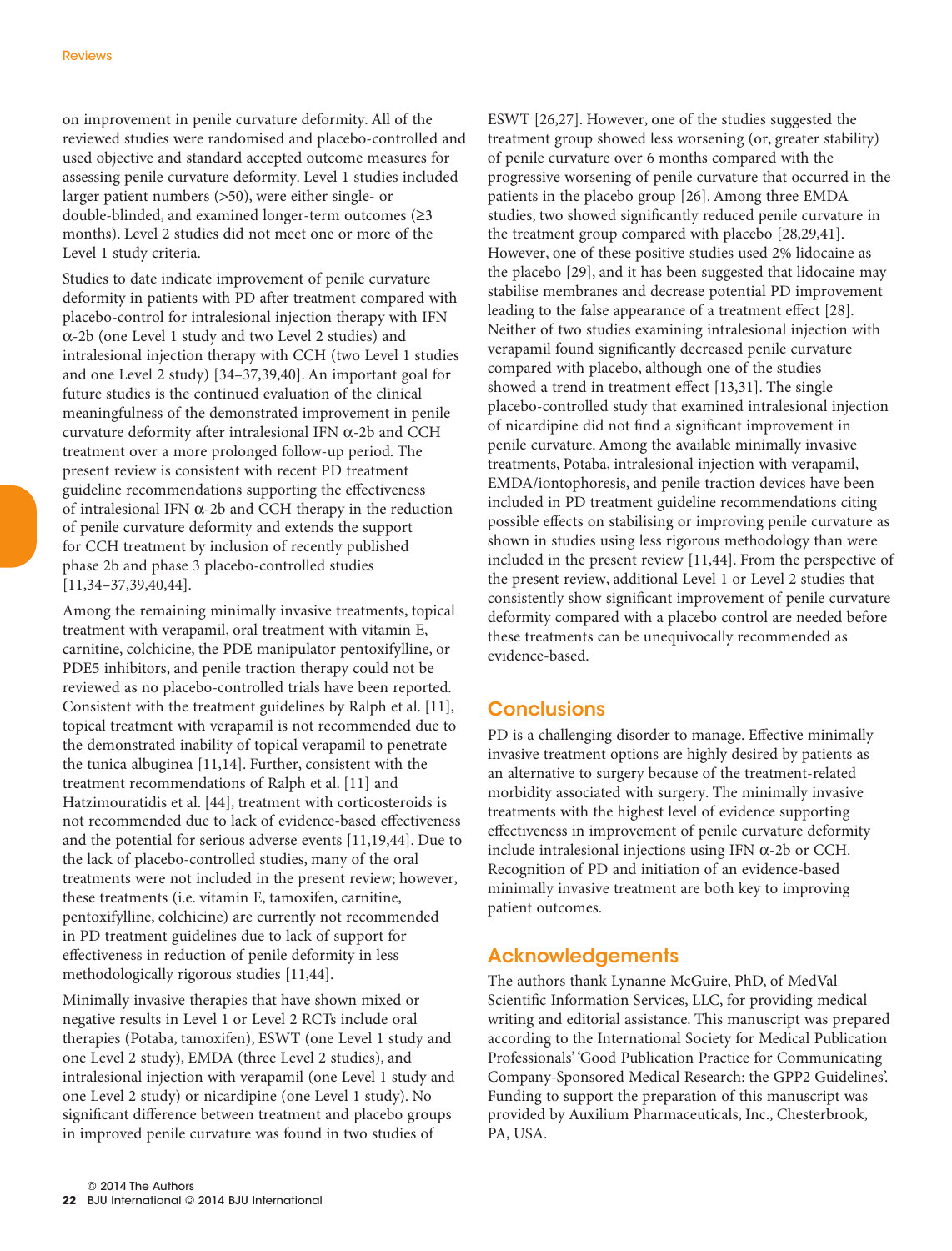on improvement in penile curvature deformity. All of the reviewed studies were randomised and placebo-controlled and used objective and standard accepted outcome measures for assessing penile curvature deformity. Level 1 studies included larger patient numbers (>50), were either single- or double-blinded, and examined longer-term outcomes (≥3 months). Level 2 studies did not meet one or more of the Level 1 study criteria.

Studies to date indicate improvement of penile curvature deformity in patients with PD after treatment compared with placebo-control for intralesional injection therapy with IFN $\alpha$-2b (one Level 1 study and two Level 2 studies) and intralesional injection therapy with CCH (two Level 1 studies and one Level 2 study) [34–37,39,40]. An important goal for future studies is the continued evaluation of the clinical meaningfulness of the demonstrated improvement in penile curvature deformity after intralesional IFN $\alpha$-2b and CCH treatment over a more prolonged follow-up period. The present review is consistent with recent PD treatment guideline recommendations supporting the effectiveness of intralesional IFN $\alpha$-2b and CCH therapy in the reduction of penile curvature deformity and extends the support for CCH treatment by inclusion of recently published phase 2b and phase 3 placebo-controlled studies [11,34–37,39,40,44].

Among the remaining minimally invasive treatments, topical treatment with verapamil, oral treatment with vitamin E, carnitine, colchicine, the PDE manipulator pentoxifylline, or PDE5 inhibitors, and penile traction therapy could not be reviewed as no placebo-controlled trials have been reported. Consistent with the treatment guidelines by Ralph et al. [11], topical treatment with verapamil is not recommended due to the demonstrated inability of topical verapamil to penetrate the tunica albuginea [11,14]. Further, consistent with the treatment recommendations of Ralph et al. [11] and Hatzimouratidis et al. [44], treatment with corticosteroids is not recommended due to lack of evidence-based effectiveness and the potential for serious adverse events [11,19,44]. Due to the lack of placebo-controlled studies, many of the oral treatments were not included in the present review; however, these treatments (i.e. vitamin E, tamoxifen, carnitine, pentoxifylline, colchicine) are currently not recommended in PD treatment guidelines due to lack of support for effectiveness in reduction of penile deformity in less methodologically rigorous studies [11,44].

Minimally invasive therapies that have shown mixed or negative results in Level 1 or Level 2 RCTs include oral therapies (Potaba, tamoxifen), ESWT (one Level 1 study and one Level 2 study), EMDA (three Level 2 studies), and intralesional injection with verapamil (one Level 1 study and one Level 2 study) or nicardipine (one Level 1 study). No significant difference between treatment and placebo groups in improved penile curvature was found in two studies of ESWT [26,27]. However, one of the studies suggested the treatment group showed less worsening (or, greater stability) of penile curvature over 6 months compared with the progressive worsening of penile curvature that occurred in the patients in the placebo group [26]. Among three EMDA studies, two showed significantly reduced penile curvature in the treatment group compared with placebo [28,29,41]. However, one of these positive studies used 2% lidocaine as the placebo [29], and it has been suggested that lidocaine may stabilise membranes and decrease potential PD improvement leading to the false appearance of a treatment effect [28]. Neither of two studies examining intralesional injection with verapamil found significantly decreased penile curvature compared with placebo, although one of the studies showed a trend in treatment effect [13,31]. The single placebo-controlled study that examined intralesional injection of nicardipine did not find a significant improvement in penile curvature. Among the available minimally invasive treatments, Potaba, intralesional injection with verapamil, EMDA/iontophoresis, and penile traction devices have been included in PD treatment guideline recommendations citing possible effects on stabilising or improving penile curvature as shown in studies using less rigorous methodology than were included in the present review [11,44]. From the perspective of the present review, additional Level 1 or Level 2 studies that consistently show significant improvement of penile curvature deformity compared with a placebo control are needed before these treatments can be unequivocally recommended as evidence-based.

## Conclusions

PD is a challenging disorder to manage. Effective minimally invasive treatment options are highly desired by patients as an alternative to surgery because of the treatment-related morbidity associated with surgery. The minimally invasive treatments with the highest level of evidence supporting effectiveness in improvement of penile curvature deformity include intralesional injections using IFN $\alpha$-2b or CCH. Recognition of PD and initiation of an evidence-based minimally invasive treatment are both key to improving patient outcomes.

## Acknowledgements

The authors thank Lynanne McGuire, PhD, of MedVal Scientific Information Services, LLC, for providing medical writing and editorial assistance. This manuscript was prepared according to the International Society for Medical Publication Professionals' 'Good Publication Practice for Communicating Company-Sponsored Medical Research: the GPP2 Guidelines'. Funding to support the preparation of this manuscript was provided by Auxilium Pharmaceuticals, Inc., Chesterbrook, PA, USA.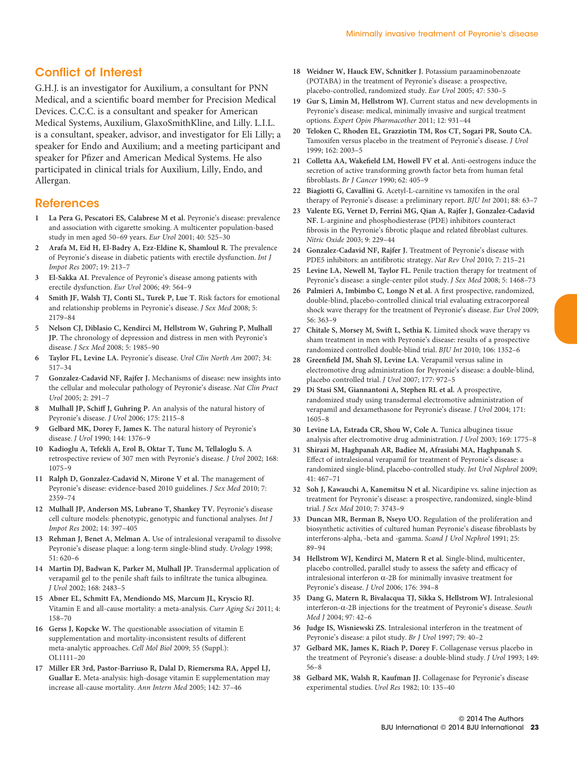## Conflict of Interest

G.H.J. is an investigator for Auxilium, a consultant for PNN Medical, and a scientific board member for Precision Medical Devices. C.C.C. is a consultant and speaker for American Medical Systems, Auxilium, GlaxoSmithKline, and Lilly. L.I.L. is a consultant, speaker, advisor, and investigator for Eli Lilly; a speaker for Endo and Auxilium; and a meeting participant and speaker for Pfizer and American Medical Systems. He also participated in clinical trials for Auxilium, Lilly, Endo, and Allergan.

## References

1. **La Pera G, Pescatori ES, Calabrese M et al.** Peyronie's disease: prevalence and association with cigarette smoking. A multicenter population-based study in men aged 50–69 years. *Eur Urol* 2001; 40: 525–30
2. **Arafa M, Eid H, El-Badry A, Ezz-Eldine K, Shamloul R.** The prevalence of Peyronie's disease in diabetic patients with erectile dysfunction. *Int J Impot Res* 2007; 19: 213–7
3. **El-Sakka AI.** Prevalence of Peyronie's disease among patients with erectile dysfunction. *Eur Urol* 2006; 49: 564–9
4. **Smith JF, Walsh TJ, Conti SL, Turek P, Lue T.** Risk factors for emotional and relationship problems in Peyronie's disease. *J Sex Med* 2008; 5: 2179–84
5. **Nelson CJ, Diblasio C, Kendirci M, Hellstrom W, Guhring P, Mulhall JP.** The chronology of depression and distress in men with Peyronie's disease. *J Sex Med* 2008; 5: 1985–90
6. **Taylor FL, Levine LA.** Peyronie's disease. *Urol Clin North Am* 2007; 34: 517–34
7. **Gonzalez-Cadavid NF, Rajfer J.** Mechanisms of disease: new insights into the cellular and molecular pathology of Peyronie's disease. *Nat Clin Pract Urol* 2005; 2: 291–7
8. **Mulhall JP, Schiff J, Guhring P.** An analysis of the natural history of Peyronie's disease. *J Urol* 2006; 175: 2115–8
9. **Gelbard MK, Dorey F, James K.** The natural history of Peyronie's disease. *J Urol* 1990; 144: 1376–9
10. **Kadioglu A, Tefekli A, Erol B, Oktar T, Tunc M, Tellaloglu S.** A retrospective review of 307 men with Peyronie's disease. *J Urol* 2002; 168: 1075–9
11. **Ralph D, Gonzalez-Cadavid N, Mirone V et al.** The management of Peyronie's disease: evidence-based 2010 guidelines. *J Sex Med* 2010; 7: 2359–74
12. **Mulhall JP, Anderson MS, Lubrano T, Shankey TV.** Peyronie's disease cell culture models: phenotypic, genotypic and functional analyses. *Int J Impot Res* 2002; 14: 397–405
13. **Rehman J, Benet A, Melman A.** Use of intralesional verapamil to dissolve Peyronie's disease plaque: a long-term single-blind study. *Urology* 1998; 51: 620–6
14. **Martin DJ, Badwan K, Parker M, Mulhall JP.** Transdermal application of verapamil gel to the penile shaft fails to infiltrate the tunica albuginea. *J Urol* 2002; 168: 2483–5
15. **Abner EL, Schmitt FA, Mendiondo MS, Marcum JL, Kryscio RJ.** Vitamin E and all-cause mortality: a meta-analysis. *Curr Aging Sci* 2011; 4: 158–70
16. **Gerss J, Kopcke W.** The questionable association of vitamin E supplementation and mortality-inconsistent results of different meta-analytic approaches. *Cell Mol Biol* 2009; 55 (Suppl.): OL1111–20
17. **Miller ER 3rd, Pastor-Barriuso R, Dalal D, Riemersma RA, Appel LJ, Guallar E.** Meta-analysis: high-dosage vitamin E supplementation may increase all-cause mortality. *Ann Intern Med* 2005; 142: 37–46
18. **Weidner W, Hauck EW, Schnitker J.** Potassium paraaminobenzoate (POTABA) in the treatment of Peyronie's disease: a prospective, placebo-controlled, randomized study. *Eur Urol* 2005; 47: 530–5
19. **Gur S, Limin M, Hellstrom WJ.** Current status and new developments in Peyronie's disease: medical, minimally invasive and surgical treatment options. *Expert Opin Pharmacother* 2011; 12: 931–44
20. **Teloken C, Rhoden EL, Grazziotin TM, Ros CT, Sogari PR, Souto CA.** Tamoxifen versus placebo in the treatment of Peyronie's disease. *J Urol* 1999; 162: 2003–5
21. **Colletta AA, Wakefield LM, Howell FV et al.** Anti-oestrogens induce the secretion of active transforming growth factor beta from human fetal fibroblasts. *Br J Cancer* 1990; 62: 405–9
22. **Biagiotti G, Cavallini G.** Acetyl-L-carnitine vs tamoxifen in the oral therapy of Peyronie's disease: a preliminary report. *BJU Int* 2001; 88: 63–7
23. **Valente EG, Vernet D, Ferrini MG, Qian A, Rajfer J, Gonzalez-Cadavid NF.** L-arginine and phosphodiesterase (PDE) inhibitors counteract fibrosis in the Peyronie's fibrotic plaque and related fibroblast cultures. *Nitric Oxide* 2003; 9: 229–44
24. **Gonzalez-Cadavid NF, Rajfer J.** Treatment of Peyronie's disease with PDE5 inhibitors: an antifibrotic strategy. *Nat Rev Urol* 2010; 7: 215–21
25. **Levine LA, Newell M, Taylor FL.** Penile traction therapy for treatment of Peyronie's disease: a single-center pilot study. *J Sex Med* 2008; 5: 1468–73
26. **Palmieri A, Imbimbo C, Longo N et al.** A first prospective, randomized, double-blind, placebo-controlled clinical trial evaluating extracorporeal shock wave therapy for the treatment of Peyronie's disease. *Eur Urol* 2009; 56: 363–9
27. **Chitale S, Morsey M, Swift L, Sethia K.** Limited shock wave therapy vs sham treatment in men with Peyronie's disease: results of a prospective randomized controlled double-blind trial. *BJU Int* 2010; 106: 1352–6
28. **Greenfield JM, Shah SJ, Levine LA.** Verapamil versus saline in electromotive drug administration for Peyronie's disease: a double-blind, placebo controlled trial. *J Urol* 2007; 177: 972–5
29. **Di Stasi SM, Giannantoni A, Stephen RL et al.** A prospective, randomized study using transdermal electromotive administration of verapamil and dexamethasone for Peyronie's disease. *J Urol* 2004; 171: 1605–8
30. **Levine LA, Estrada CR, Shou W, Cole A.** Tunica albuginea tissue analysis after electromotive drug administration. *J Urol* 2003; 169: 1775–8
31. **Shirazi M, Haghpanah AR, Badiee M, Afrasiabi MA, Haghpanah S.** Effect of intralesional verapamil for treatment of Peyronie's disease: a randomized single-blind, placebo-controlled study. *Int Urol Nephrol* 2009; 41: 467–71
32. **Soh J, Kawauchi A, Kanemitsu N et al.** Nicardipine vs. saline injection as treatment for Peyronie's disease: a prospective, randomized, single-blind trial. *J Sex Med* 2010; 7: 3743–9
33. **Duncan MR, Berman B, Nseyo UO.** Regulation of the proliferation and biosynthetic activities of cultured human Peyronie's disease fibroblasts by interferons-alpha, -beta and -gamma. *Scand J Urol Nephrol* 1991; 25: 89–94
34. **Hellstrom WJ, Kendirci M, Matern R et al.** Single-blind, multicenter, placebo controlled, parallel study to assess the safety and efficacy of intralesional interferon $\alpha$-2B for minimally invasive treatment for Peyronie's disease. *J Urol* 2006; 176: 394–8
35. **Dang G, Matern R, Bivalacqua TJ, Sikka S, Hellstrom WJ.** Intralesional interferon-$\alpha$-2B injections for the treatment of Peyronie's disease. *South Med J* 2004; 97: 42–6
36. **Judge IS, Wisniewski ZS.** Intralesional interferon in the treatment of Peyronie's disease: a pilot study. *Br J Urol* 1997; 79: 40–2
37. **Gelbard MK, James K, Riach P, Dorey F.** Collagenase versus placebo in the treatment of Peyronie's disease: a double-blind study. *J Urol* 1993; 149: 56–8
38. **Gelbard MK, Walsh R, Kaufman JJ.** Collagenase for Peyronie's disease experimental studies. *Urol Res* 1982; 10: 135–40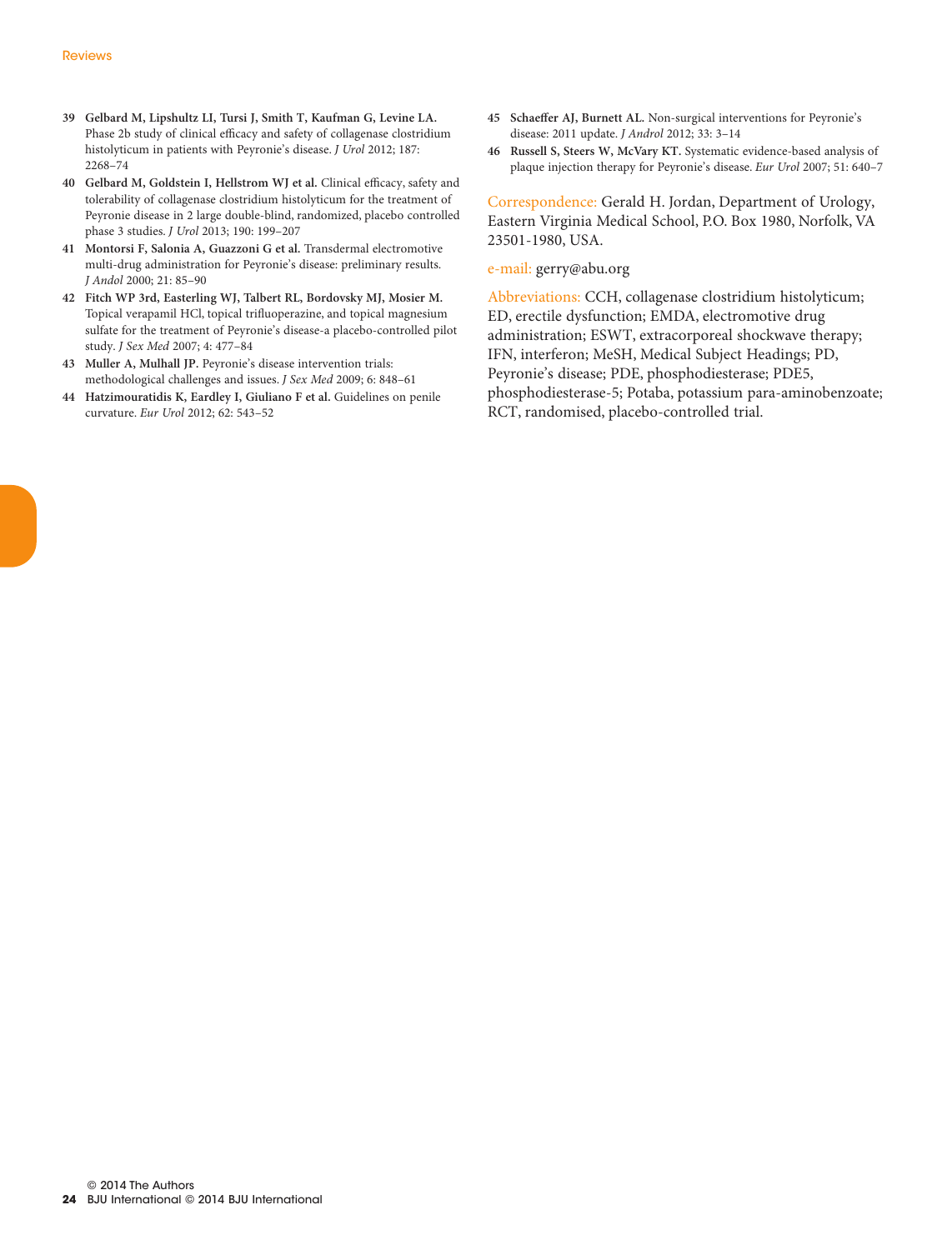39 **Gelbard M, Lipshultz LI, Tursi J, Smith T, Kaufman G, Levine LA.** Phase 2b study of clinical efficacy and safety of collagenase clostridium histolyticum in patients with Peyronie's disease. *J Urol* 2012; 187: 2268–74

40 **Gelbard M, Goldstein I, Hellstrom WJ et al.** Clinical efficacy, safety and tolerability of collagenase clostridium histolyticum for the treatment of Peyronie disease in 2 large double-blind, randomized, placebo controlled phase 3 studies. *J Urol* 2013; 190: 199–207

41 **Montorsi F, Salonia A, Guazzoni G et al.** Transdermal electromotive multi-drug administration for Peyronie's disease: preliminary results. *J Androl* 2000; 21: 85–90

42 **Fitch WP 3rd, Easterling WJ, Talbert RL, Bordovsky MJ, Mosier M.** Topical verapamil HCl, topical trifluoperazine, and topical magnesium sulfate for the treatment of Peyronie's disease-a placebo-controlled pilot study. *J Sex Med* 2007; 4: 477–84

43 **Muller A, Mulhall JP.** Peyronie's disease intervention trials: methodological challenges and issues. *J Sex Med* 2009; 6: 848–61

44 **Hatzimouratidis K, Eardley I, Giuliano F et al.** Guidelines on penile curvature. *Eur Urol* 2012; 62: 543–52

45 **Schaeffer AJ, Burnett AL.** Non-surgical interventions for Peyronie's disease: 2011 update. *J Androl* 2012; 33: 3–14

46 **Russell S, Steers W, McVary KT.** Systematic evidence-based analysis of plaque injection therapy for Peyronie's disease. *Eur Urol* 2007; 51: 640–7

Correspondence: Gerald H. Jordan, Department of Urology, Eastern Virginia Medical School, P.O. Box 1980, Norfolk, VA 23501-1980, USA.

e-mail: gerry@abu.org

Abbreviations: CCH, collagenase clostridium histolyticum; ED, erectile dysfunction; EMDA, electromotive drug administration; ESWT, extracorporeal shockwave therapy; IFN, interferon; MeSH, Medical Subject Headings; PD, Peyronie's disease; PDE, phosphodiesterase; PDE5, phosphodiesterase-5; Potaba, potassium para-aminobenzoate; RCT, randomised, placebo-controlled trial.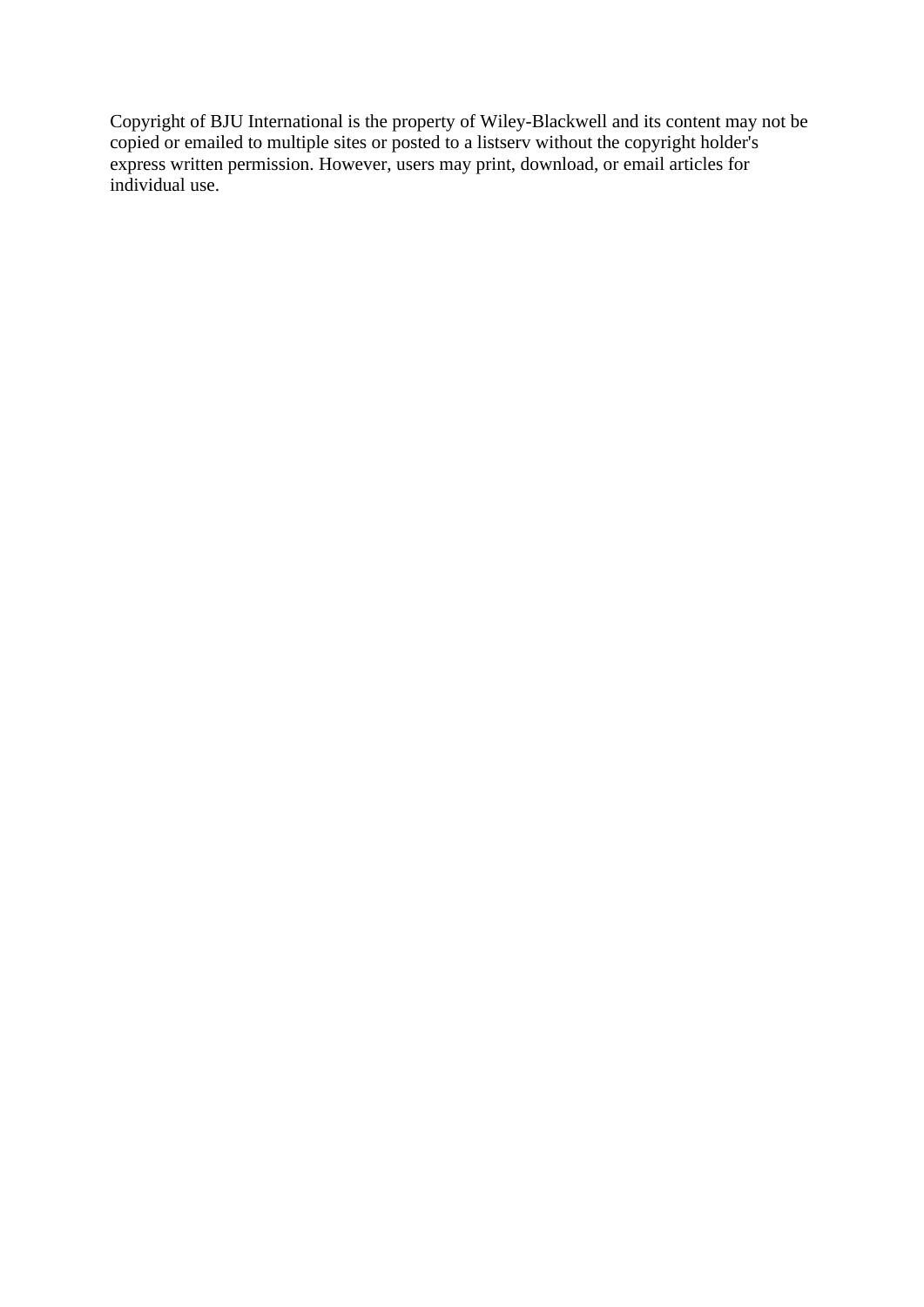Copyright of BJU International is the property of Wiley-Blackwell and its content may not be copied or emailed to multiple sites or posted to a listserv without the copyright holder's express written permission. However, users may print, download, or email articles for individual use.